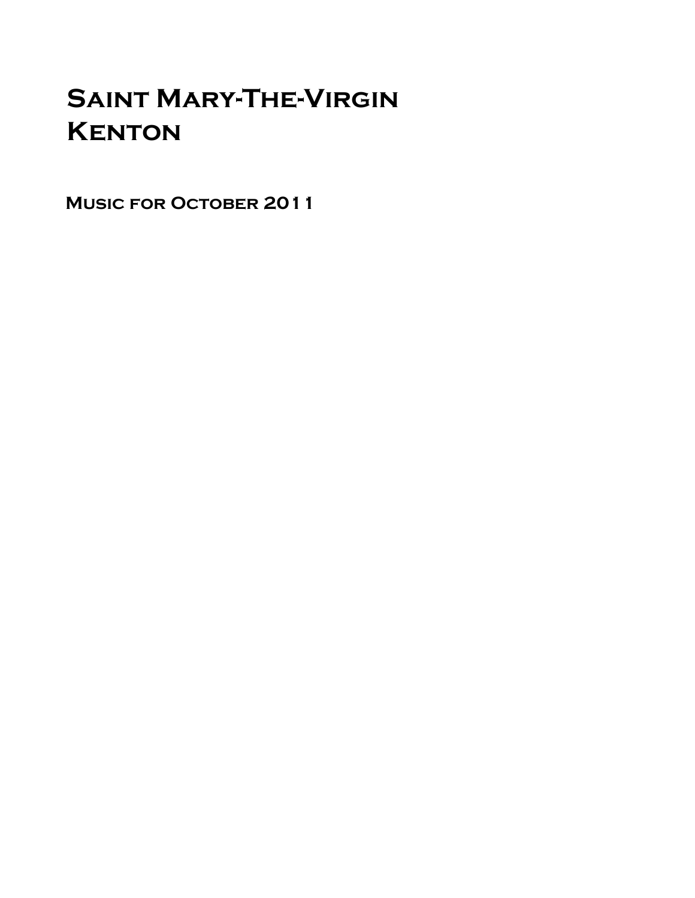# Saint Mary-The-Virgin Kenton

## Music for October 2011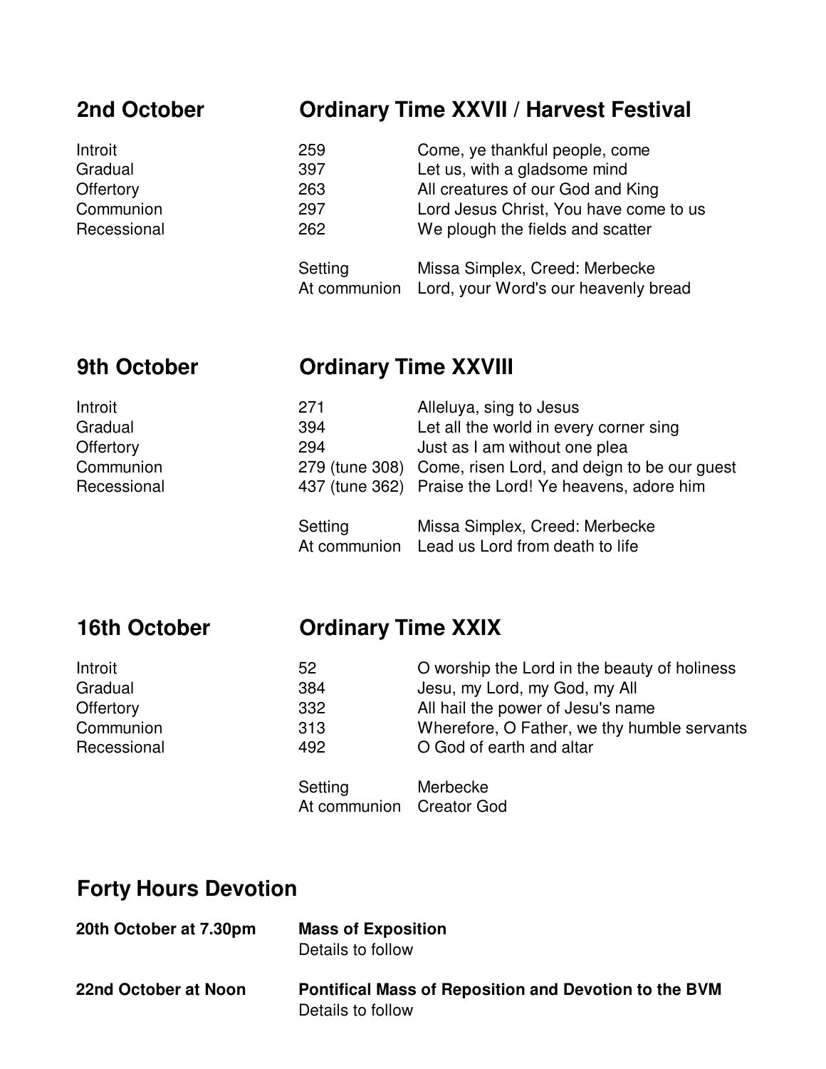## 2nd October — Ordinary Time XXVII / Harvest Festival

| | | |
|---|---|---|
| Introit | 259 | Come, ye thankful people, come |
| Gradual | 397 | Let us, with a gladsome mind |
| Offertory | 263 | All creatures of our God and King |
| Communion | 297 | Lord Jesus Christ, You have come to us |
| Recessional | 262 | We plough the fields and scatter |
| | Setting | Missa Simplex, Creed: Merbecke |
| | At communion | Lord, your Word's our heavenly bread |

## 9th October — Ordinary Time XXVIII

| | | |
|---|---|---|
| Introit | 271 | Alleluya, sing to Jesus |
| Gradual | 394 | Let all the world in every corner sing |
| Offertory | 294 | Just as I am without one plea |
| Communion | 279 (tune 308) | Come, risen Lord, and deign to be our guest |
| Recessional | 437 (tune 362) | Praise the Lord! Ye heavens, adore him |
| | Setting | Missa Simplex, Creed: Merbecke |
| | At communion | Lead us Lord from death to life |

## 16th October — Ordinary Time XXIX

| | | |
|---|---|---|
| Introit | 52 | O worship the Lord in the beauty of holiness |
| Gradual | 384 | Jesu, my Lord, my God, my All |
| Offertory | 332 | All hail the power of Jesu's name |
| Communion | 313 | Wherefore, O Father, we thy humble servants |
| Recessional | 492 | O God of earth and altar |
| | Setting | Merbecke |
| | At communion | Creator God |

## Forty Hours Devotion

**20th October at 7.30pm** — **Mass of Exposition**
Details to follow

**22nd October at Noon** — **Pontifical Mass of Reposition and Devotion to the BVM**
Details to follow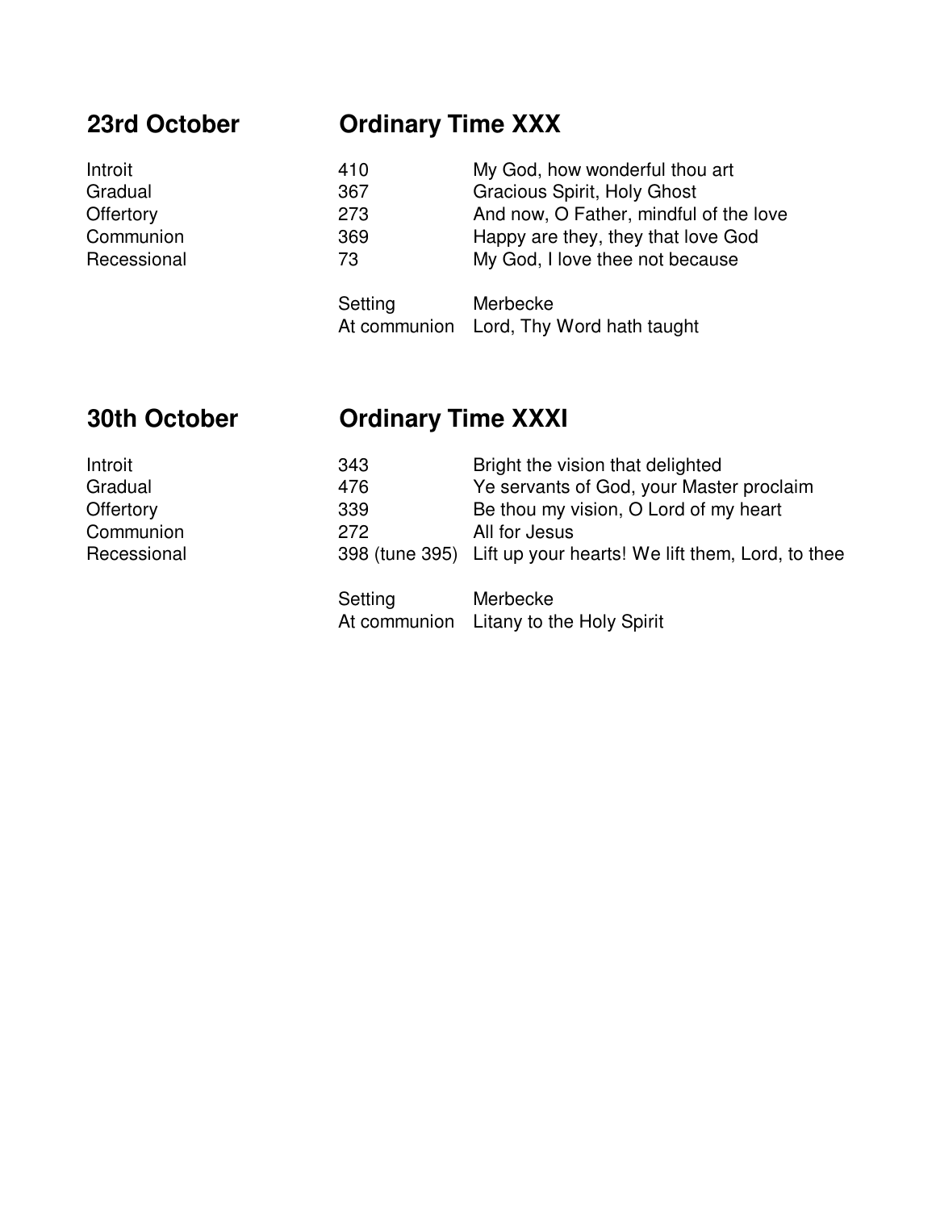## 23rd October — Ordinary Time XXX

| | | |
|---|---|---|
| Introit | 410 | My God, how wonderful thou art |
| Gradual | 367 | Gracious Spirit, Holy Ghost |
| Offertory | 273 | And now, O Father, mindful of the love |
| Communion | 369 | Happy are they, they that love God |
| Recessional | 73 | My God, I love thee not because |
| | Setting | Merbecke |
| | At communion | Lord, Thy Word hath taught |

## 30th October — Ordinary Time XXXI

| | | |
|---|---|---|
| Introit | 343 | Bright the vision that delighted |
| Gradual | 476 | Ye servants of God, your Master proclaim |
| Offertory | 339 | Be thou my vision, O Lord of my heart |
| Communion | 272 | All for Jesus |
| Recessional | 398 (tune 395) | Lift up your hearts! We lift them, Lord, to thee |
| | Setting | Merbecke |
| | At communion | Litany to the Holy Spirit |